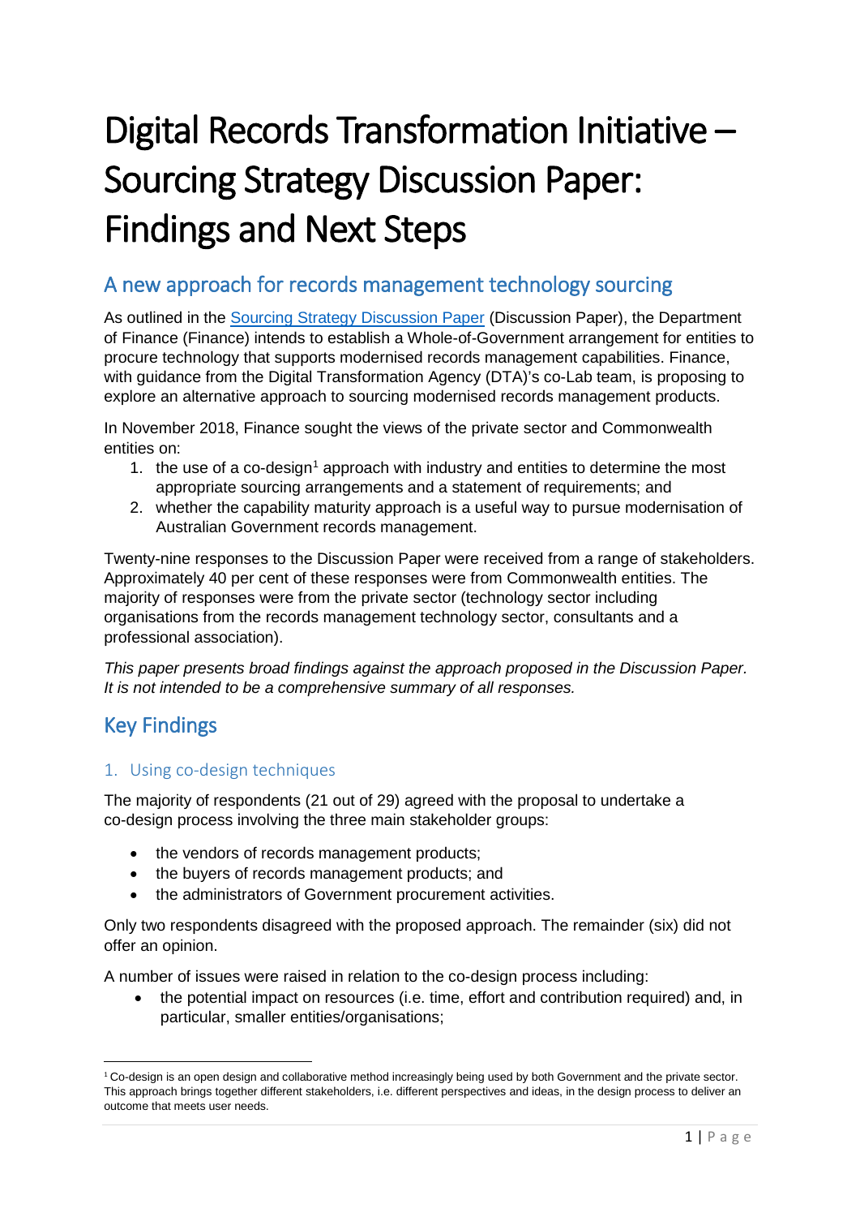# Digital Records Transformation Initiative – Sourcing Strategy Discussion Paper: Findings and Next Steps

## A new approach for records management technology sourcing

As outlined in the Sourcing Strategy Discussion Paper (Discussion Paper), the Department of Finance (Finance) intends to establish a Whole-of-Government arrangement for entities to procure technology that supports modernised records management capabilities. Finance, with guidance from the Digital Transformation Agency (DTA)'s co-Lab team, is proposing to explore an alternative approach to sourcing modernised records management products.

In November 2018, Finance sought the views of the private sector and Commonwealth entities on:

1. the use of a co-design[1] approach with industry and entities to determine the most appropriate sourcing arrangements and a statement of requirements; and
2. whether the capability maturity approach is a useful way to pursue modernisation of Australian Government records management.

Twenty-nine responses to the Discussion Paper were received from a range of stakeholders. Approximately 40 per cent of these responses were from Commonwealth entities. The majority of responses were from the private sector (technology sector including organisations from the records management technology sector, consultants and a professional association).

*This paper presents broad findings against the approach proposed in the Discussion Paper. It is not intended to be a comprehensive summary of all responses.*

## Key Findings

### 1. Using co-design techniques

The majority of respondents (21 out of 29) agreed with the proposal to undertake a co-design process involving the three main stakeholder groups:

- the vendors of records management products;
- the buyers of records management products; and
- the administrators of Government procurement activities.

Only two respondents disagreed with the proposed approach. The remainder (six) did not offer an opinion.

A number of issues were raised in relation to the co-design process including:

- the potential impact on resources (i.e. time, effort and contribution required) and, in particular, smaller entities/organisations;

[1] Co-design is an open design and collaborative method increasingly being used by both Government and the private sector. This approach brings together different stakeholders, i.e. different perspectives and ideas, in the design process to deliver an outcome that meets user needs.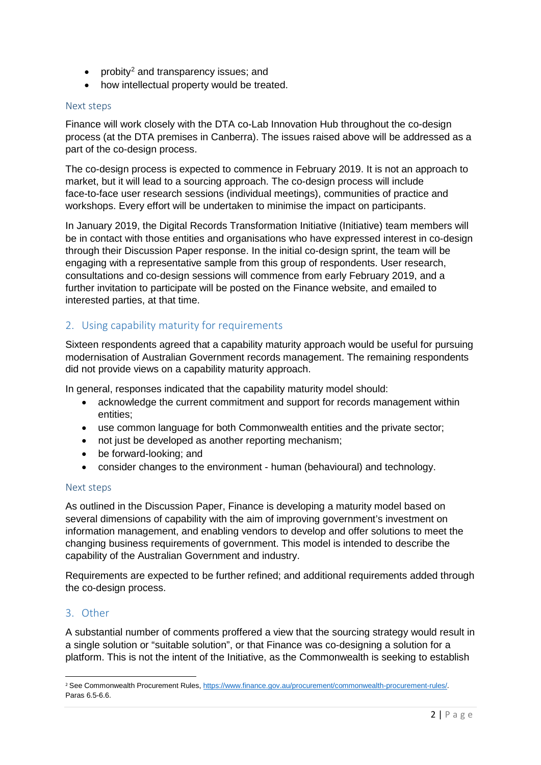- probity[2] and transparency issues; and
- how intellectual property would be treated.

### Next steps

Finance will work closely with the DTA co-Lab Innovation Hub throughout the co-design process (at the DTA premises in Canberra). The issues raised above will be addressed as a part of the co-design process.

The co-design process is expected to commence in February 2019. It is not an approach to market, but it will lead to a sourcing approach. The co-design process will include face-to-face user research sessions (individual meetings), communities of practice and workshops. Every effort will be undertaken to minimise the impact on participants.

In January 2019, the Digital Records Transformation Initiative (Initiative) team members will be in contact with those entities and organisations who have expressed interest in co-design through their Discussion Paper response. In the initial co-design sprint, the team will be engaging with a representative sample from this group of respondents. User research, consultations and co-design sessions will commence from early February 2019, and a further invitation to participate will be posted on the Finance website, and emailed to interested parties, at that time.

## 2. Using capability maturity for requirements

Sixteen respondents agreed that a capability maturity approach would be useful for pursuing modernisation of Australian Government records management. The remaining respondents did not provide views on a capability maturity approach.

In general, responses indicated that the capability maturity model should:

- acknowledge the current commitment and support for records management within entities;
- use common language for both Commonwealth entities and the private sector;
- not just be developed as another reporting mechanism;
- be forward-looking; and
- consider changes to the environment - human (behavioural) and technology.

### Next steps

As outlined in the Discussion Paper, Finance is developing a maturity model based on several dimensions of capability with the aim of improving government's investment on information management, and enabling vendors to develop and offer solutions to meet the changing business requirements of government. This model is intended to describe the capability of the Australian Government and industry.

Requirements are expected to be further refined; and additional requirements added through the co-design process.

## 3. Other

A substantial number of comments proffered a view that the sourcing strategy would result in a single solution or "suitable solution", or that Finance was co-designing a solution for a platform. This is not the intent of the Initiative, as the Commonwealth is seeking to establish

---

[2] See Commonwealth Procurement Rules, https://www.finance.gov.au/procurement/commonwealth-procurement-rules/. Paras 6.5-6.6.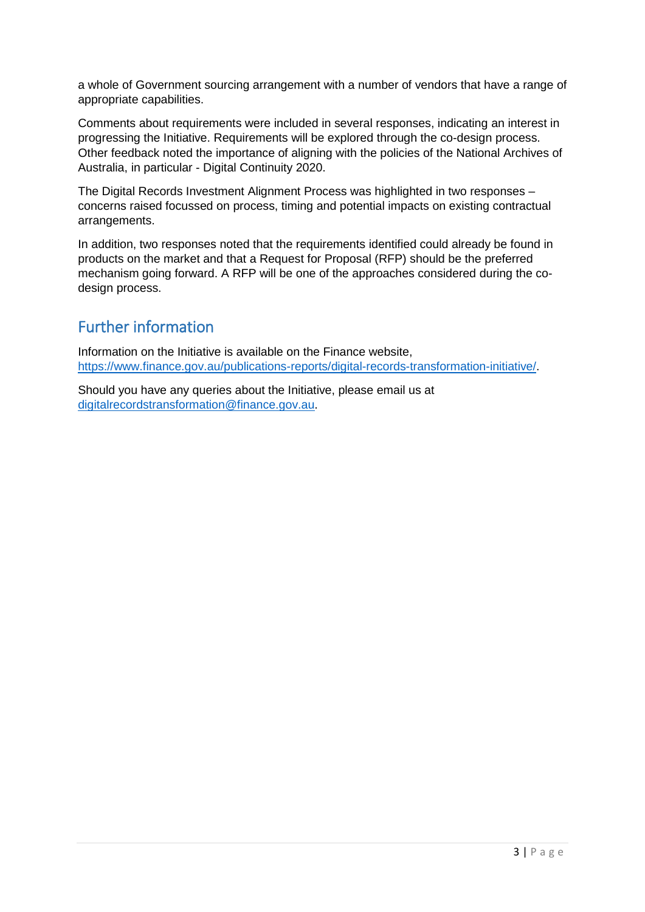a whole of Government sourcing arrangement with a number of vendors that have a range of appropriate capabilities.

Comments about requirements were included in several responses, indicating an interest in progressing the Initiative. Requirements will be explored through the co-design process. Other feedback noted the importance of aligning with the policies of the National Archives of Australia, in particular - Digital Continuity 2020.

The Digital Records Investment Alignment Process was highlighted in two responses – concerns raised focussed on process, timing and potential impacts on existing contractual arrangements.

In addition, two responses noted that the requirements identified could already be found in products on the market and that a Request for Proposal (RFP) should be the preferred mechanism going forward. A RFP will be one of the approaches considered during the co-design process.

## Further information

Information on the Initiative is available on the Finance website, [https://www.finance.gov.au/publications-reports/digital-records-transformation-initiative/](https://www.finance.gov.au/publications-reports/digital-records-transformation-initiative/).

Should you have any queries about the Initiative, please email us at [digitalrecordstransformation@finance.gov.au](mailto:digitalrecordstransformation@finance.gov.au).